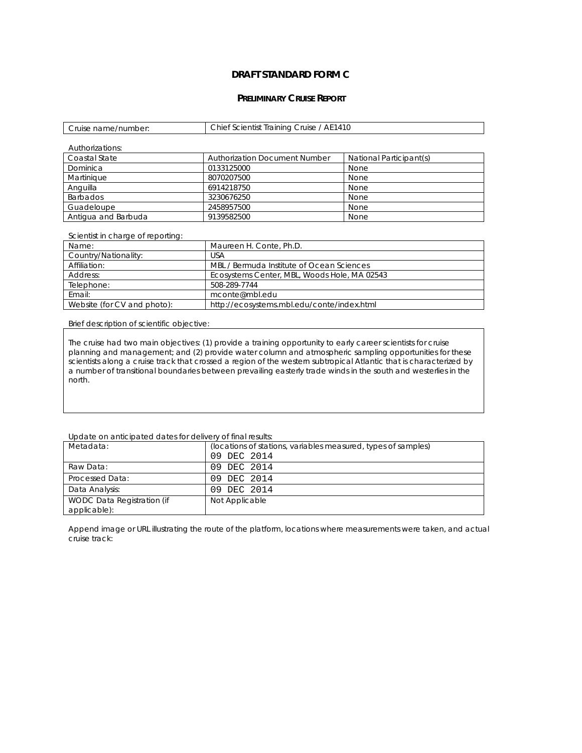# DRAFT STANDARD FORM C

## PRELIMINARY CRUISE REPORT

| Cruise name/number: | Chief Scientist Training Cruise / AE1410 |
|---|---|

Authorizations:

| Coastal State | Authorization Document Number | National Participant(s) |
|---|---|---|
| Dominica | 0133125000 | None |
| Martinique | 8070207500 | None |
| Anguilla | 6914218750 | None |
| Barbados | 3230676250 | None |
| Guadeloupe | 2458957500 | None |
| Antigua and Barbuda | 9139582500 | None |

Scientist in charge of reporting:

| Name: | Maureen H. Conte, Ph.D. |
|---|---|
| Country/Nationality: | USA |
| Affiliation: | MBL / Bermuda Institute of Ocean Sciences |
| Address: | Ecosystems Center, MBL, Woods Hole, MA 02543 |
| Telephone: | 508-289-7744 |
| Email: | mconte@mbl.edu |
| Website (for CV and photo): | http://ecosystems.mbl.edu/conte/index.html |

Brief description of scientific objective:

The cruise had two main objectives: (1) provide a training opportunity to early career scientists for cruise planning and management; and (2) provide water column and atmospheric sampling opportunities for these scientists along a cruise track that crossed a region of the western subtropical Atlantic that is characterized by a number of transitional boundaries between prevailing easterly trade winds in the south and westerlies in the north.

Update on anticipated dates for delivery of final results:

| Metadata: | (locations of stations, variables measured, types of samples) 09 DEC 2014 |
|---|---|
| Raw Data: | 09 DEC 2014 |
| Processed Data: | 09 DEC 2014 |
| Data Analysis: | 09 DEC 2014 |
| WODC Data Registration (if applicable): | Not Applicable |

Append image or URL illustrating the route of the platform, locations where measurements were taken, and actual cruise track: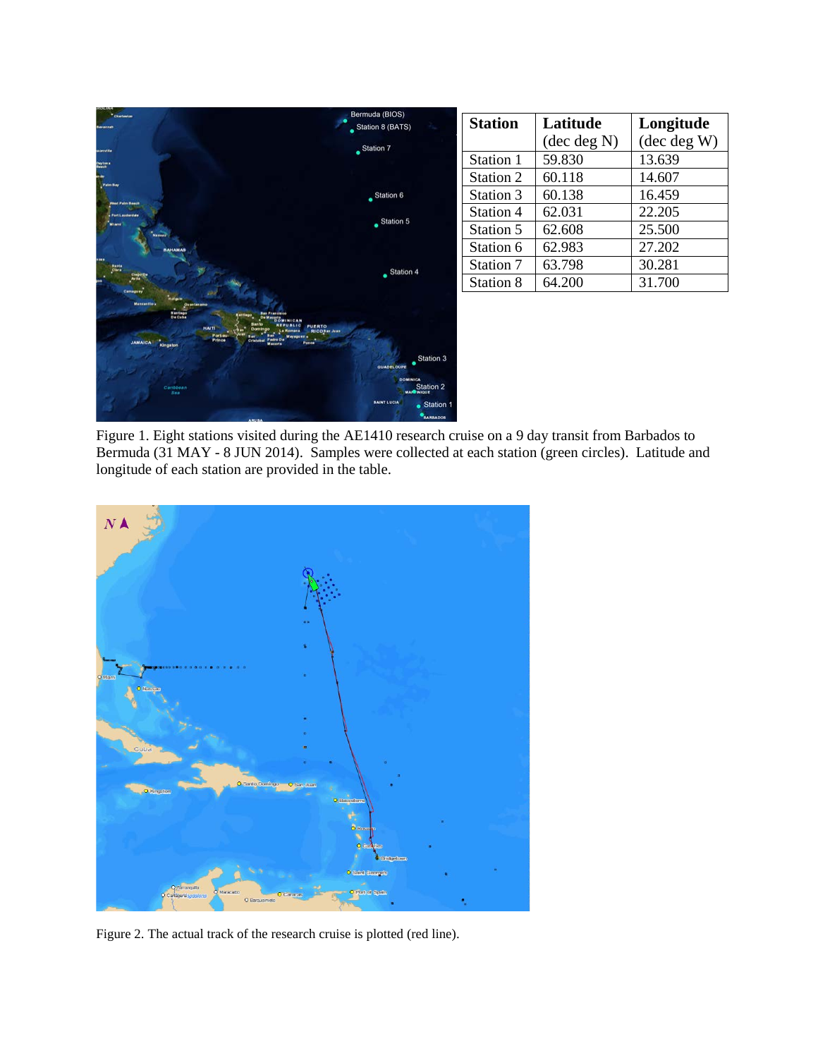| Station | Latitude (dec deg N) | Longitude (dec deg W) |
| --- | --- | --- |
| Station 1 | 59.830 | 13.639 |
| Station 2 | 60.118 | 14.607 |
| Station 3 | 60.138 | 16.459 |
| Station 4 | 62.031 | 22.205 |
| Station 5 | 62.608 | 25.500 |
| Station 6 | 62.983 | 27.202 |
| Station 7 | 63.798 | 30.281 |
| Station 8 | 64.200 | 31.700 |

Figure 1. Eight stations visited during the AE1410 research cruise on a 9 day transit from Barbados to Bermuda (31 MAY - 8 JUN 2014). Samples were collected at each station (green circles). Latitude and longitude of each station are provided in the table.

Figure 2. The actual track of the research cruise is plotted (red line).